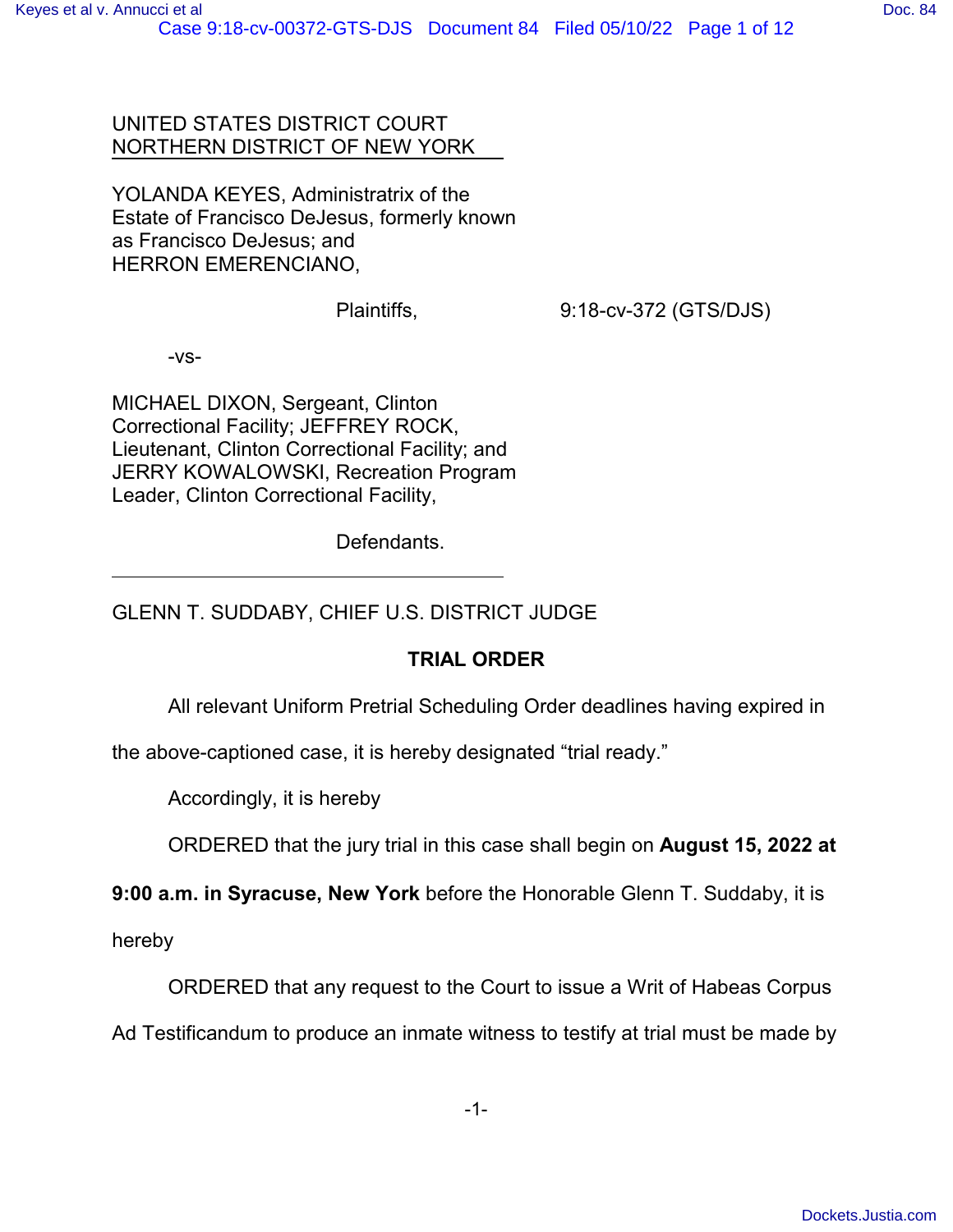UNITED STATES DISTRICT COURT
NORTHERN DISTRICT OF NEW YORK

YOLANDA KEYES, Administratrix of the Estate of Francisco DeJesus, formerly known as Francisco DeJesus; and HERRON EMERENCIANO,

Plaintiffs, 9:18-cv-372 (GTS/DJS)

-vs-

MICHAEL DIXON, Sergeant, Clinton Correctional Facility; JEFFREY ROCK, Lieutenant, Clinton Correctional Facility; and JERRY KOWALOWSKI, Recreation Program Leader, Clinton Correctional Facility,

Defendants.

GLENN T. SUDDABY, CHIEF U.S. DISTRICT JUDGE

**TRIAL ORDER**

All relevant Uniform Pretrial Scheduling Order deadlines having expired in the above-captioned case, it is hereby designated "trial ready."

Accordingly, it is hereby

ORDERED that the jury trial in this case shall begin on **August 15, 2022 at 9:00 a.m. in Syracuse, New York** before the Honorable Glenn T. Suddaby, it is hereby

ORDERED that any request to the Court to issue a Writ of Habeas Corpus Ad Testificandum to produce an inmate witness to testify at trial must be made by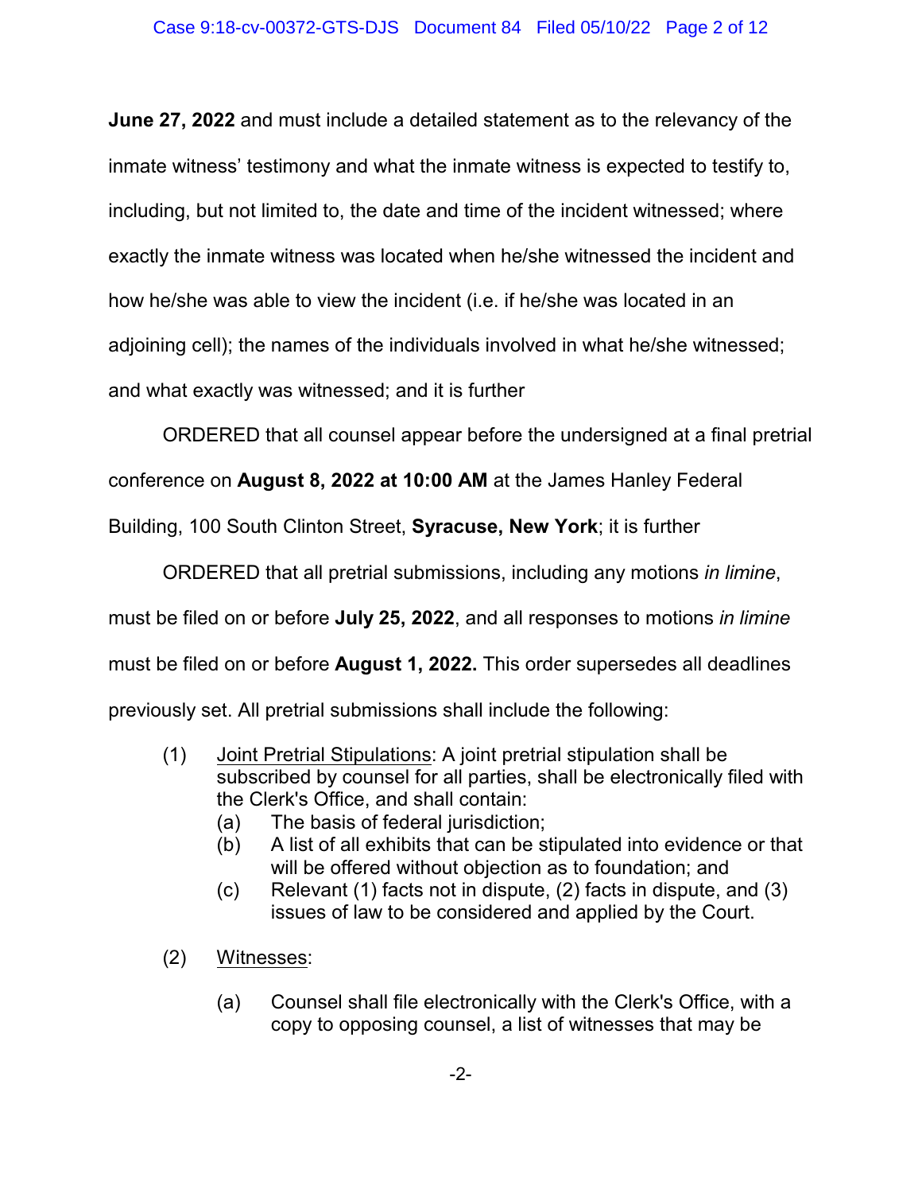**June 27, 2022** and must include a detailed statement as to the relevancy of the inmate witness' testimony and what the inmate witness is expected to testify to, including, but not limited to, the date and time of the incident witnessed; where exactly the inmate witness was located when he/she witnessed the incident and how he/she was able to view the incident (i.e. if he/she was located in an adjoining cell); the names of the individuals involved in what he/she witnessed; and what exactly was witnessed; and it is further

ORDERED that all counsel appear before the undersigned at a final pretrial conference on **August 8, 2022 at 10:00 AM** at the James Hanley Federal Building, 100 South Clinton Street, **Syracuse, New York**; it is further

ORDERED that all pretrial submissions, including any motions *in limine*, must be filed on or before **July 25, 2022**, and all responses to motions *in limine* must be filed on or before **August 1, 2022.** This order supersedes all deadlines previously set. All pretrial submissions shall include the following:

(1) Joint Pretrial Stipulations: A joint pretrial stipulation shall be subscribed by counsel for all parties, shall be electronically filed with the Clerk's Office, and shall contain:

  (a) The basis of federal jurisdiction;
  (b) A list of all exhibits that can be stipulated into evidence or that will be offered without objection as to foundation; and
  (c) Relevant (1) facts not in dispute, (2) facts in dispute, and (3) issues of law to be considered and applied by the Court.

(2) Witnesses:

  (a) Counsel shall file electronically with the Clerk's Office, with a copy to opposing counsel, a list of witnesses that may be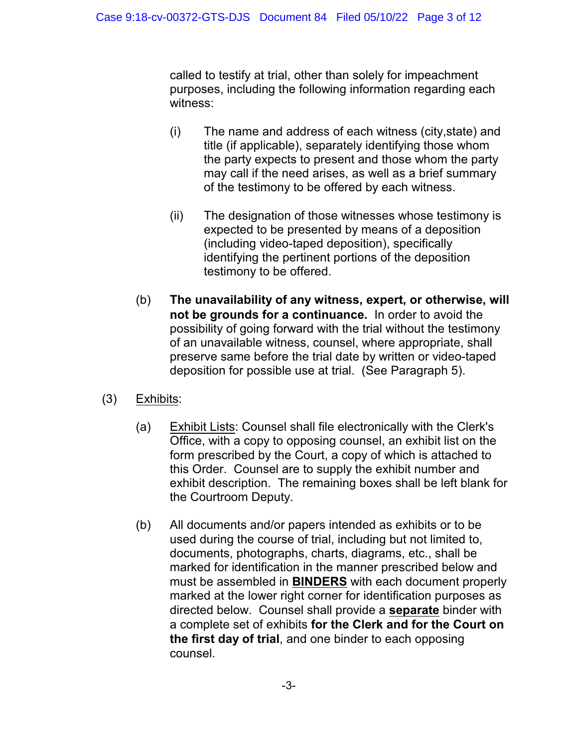called to testify at trial, other than solely for impeachment purposes, including the following information regarding each witness:

(i) The name and address of each witness (city,state) and title (if applicable), separately identifying those whom the party expects to present and those whom the party may call if the need arises, as well as a brief summary of the testimony to be offered by each witness.

(ii) The designation of those witnesses whose testimony is expected to be presented by means of a deposition (including video-taped deposition), specifically identifying the pertinent portions of the deposition testimony to be offered.

(b) **The unavailability of any witness, expert, or otherwise, will not be grounds for a continuance.** In order to avoid the possibility of going forward with the trial without the testimony of an unavailable witness, counsel, where appropriate, shall preserve same before the trial date by written or video-taped deposition for possible use at trial. (See Paragraph 5).

(3) Exhibits:

(a) Exhibit Lists: Counsel shall file electronically with the Clerk's Office, with a copy to opposing counsel, an exhibit list on the form prescribed by the Court, a copy of which is attached to this Order. Counsel are to supply the exhibit number and exhibit description. The remaining boxes shall be left blank for the Courtroom Deputy.

(b) All documents and/or papers intended as exhibits or to be used during the course of trial, including but not limited to, documents, photographs, charts, diagrams, etc., shall be marked for identification in the manner prescribed below and must be assembled in **BINDERS** with each document properly marked at the lower right corner for identification purposes as directed below. Counsel shall provide a **separate** binder with a complete set of exhibits **for the Clerk and for the Court on the first day of trial**, and one binder to each opposing counsel.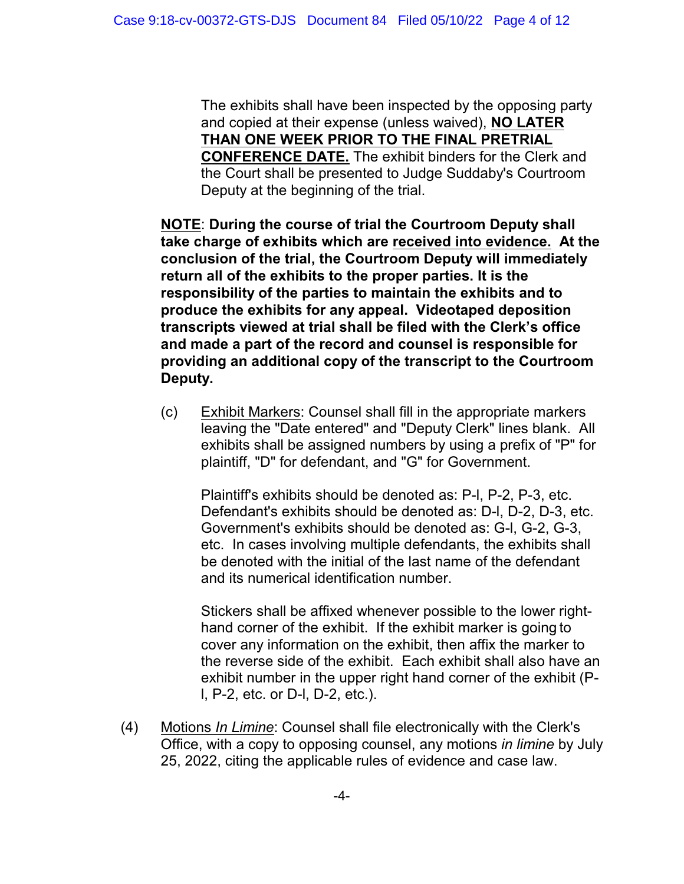The exhibits shall have been inspected by the opposing party and copied at their expense (unless waived), **NO LATER THAN ONE WEEK PRIOR TO THE FINAL PRETRIAL CONFERENCE DATE.** The exhibit binders for the Clerk and the Court shall be presented to Judge Suddaby's Courtroom Deputy at the beginning of the trial.

**NOTE: During the course of trial the Courtroom Deputy shall take charge of exhibits which are received into evidence. At the conclusion of the trial, the Courtroom Deputy will immediately return all of the exhibits to the proper parties. It is the responsibility of the parties to maintain the exhibits and to produce the exhibits for any appeal. Videotaped deposition transcripts viewed at trial shall be filed with the Clerk's office and made a part of the record and counsel is responsible for providing an additional copy of the transcript to the Courtroom Deputy.**

(c) Exhibit Markers: Counsel shall fill in the appropriate markers leaving the "Date entered" and "Deputy Clerk" lines blank. All exhibits shall be assigned numbers by using a prefix of "P" for plaintiff, "D" for defendant, and "G" for Government.

Plaintiff's exhibits should be denoted as: P-l, P-2, P-3, etc. Defendant's exhibits should be denoted as: D-l, D-2, D-3, etc. Government's exhibits should be denoted as: G-l, G-2, G-3, etc. In cases involving multiple defendants, the exhibits shall be denoted with the initial of the last name of the defendant and its numerical identification number.

Stickers shall be affixed whenever possible to the lower right-hand corner of the exhibit. If the exhibit marker is going to cover any information on the exhibit, then affix the marker to the reverse side of the exhibit. Each exhibit shall also have an exhibit number in the upper right hand corner of the exhibit (P-l, P-2, etc. or D-l, D-2, etc.).

(4) Motions *In Limine*: Counsel shall file electronically with the Clerk's Office, with a copy to opposing counsel, any motions *in limine* by July 25, 2022, citing the applicable rules of evidence and case law.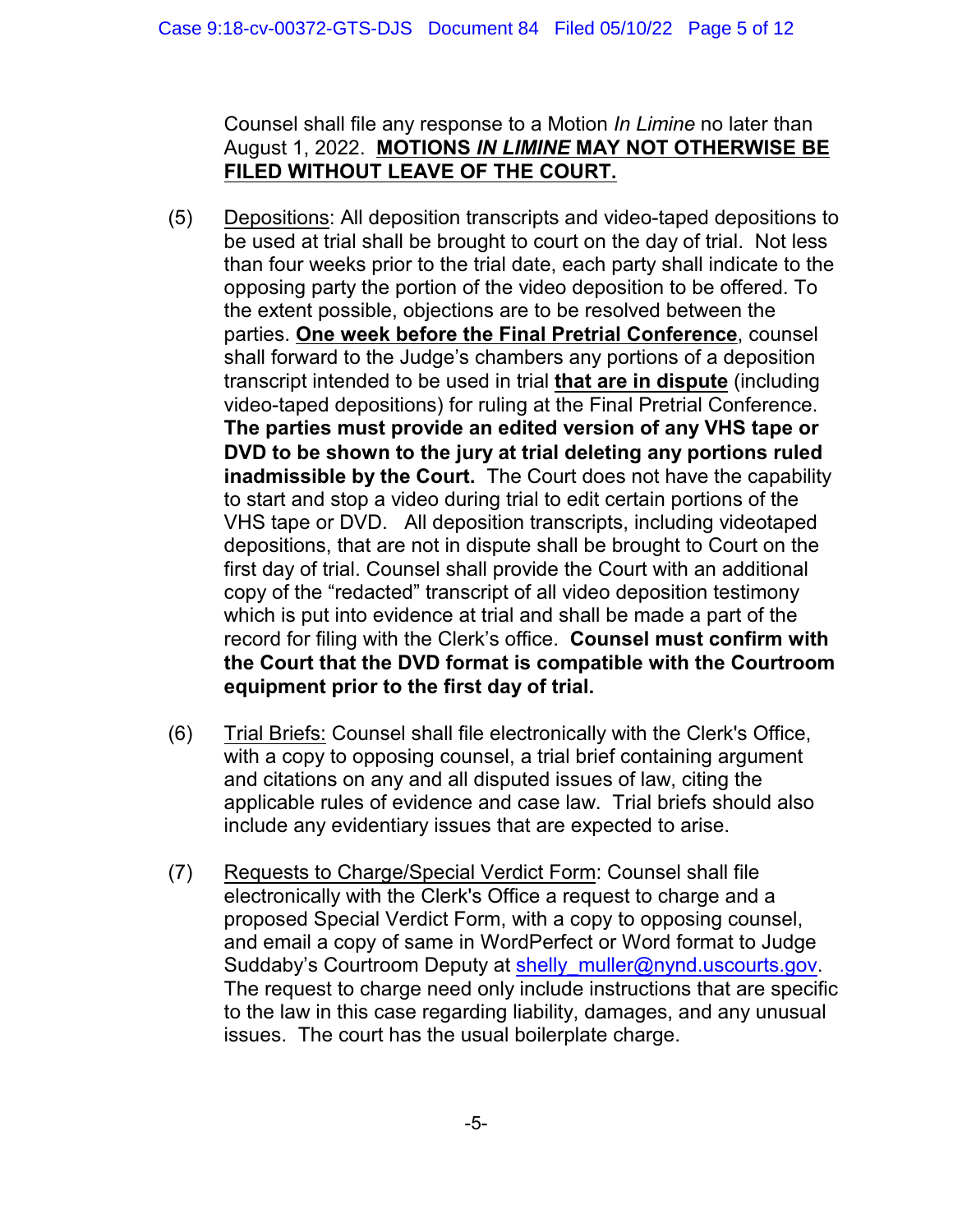Counsel shall file any response to a Motion *In Limine* no later than August 1, 2022. **MOTIONS *IN LIMINE* MAY NOT OTHERWISE BE FILED WITHOUT LEAVE OF THE COURT.**

(5) Depositions: All deposition transcripts and video-taped depositions to be used at trial shall be brought to court on the day of trial. Not less than four weeks prior to the trial date, each party shall indicate to the opposing party the portion of the video deposition to be offered. To the extent possible, objections are to be resolved between the parties. **One week before the Final Pretrial Conference**, counsel shall forward to the Judge's chambers any portions of a deposition transcript intended to be used in trial **that are in dispute** (including video-taped depositions) for ruling at the Final Pretrial Conference. **The parties must provide an edited version of any VHS tape or DVD to be shown to the jury at trial deleting any portions ruled inadmissible by the Court.** The Court does not have the capability to start and stop a video during trial to edit certain portions of the VHS tape or DVD. All deposition transcripts, including videotaped depositions, that are not in dispute shall be brought to Court on the first day of trial. Counsel shall provide the Court with an additional copy of the "redacted" transcript of all video deposition testimony which is put into evidence at trial and shall be made a part of the record for filing with the Clerk's office. **Counsel must confirm with the Court that the DVD format is compatible with the Courtroom equipment prior to the first day of trial.**

(6) Trial Briefs: Counsel shall file electronically with the Clerk's Office, with a copy to opposing counsel, a trial brief containing argument and citations on any and all disputed issues of law, citing the applicable rules of evidence and case law. Trial briefs should also include any evidentiary issues that are expected to arise.

(7) Requests to Charge/Special Verdict Form: Counsel shall file electronically with the Clerk's Office a request to charge and a proposed Special Verdict Form, with a copy to opposing counsel, and email a copy of same in WordPerfect or Word format to Judge Suddaby's Courtroom Deputy at shelly_muller@nynd.uscourts.gov. The request to charge need only include instructions that are specific to the law in this case regarding liability, damages, and any unusual issues. The court has the usual boilerplate charge.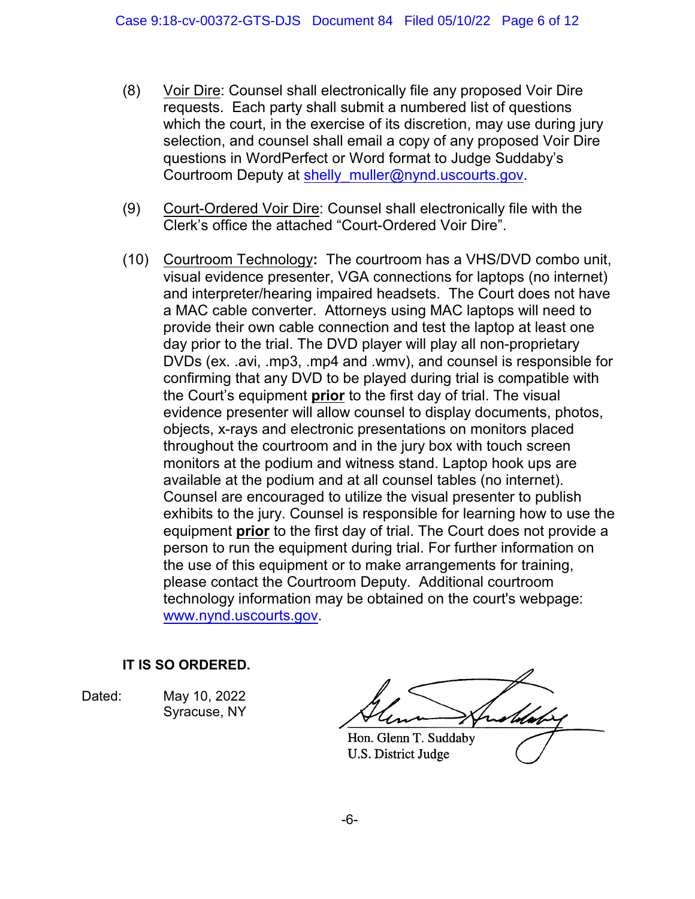(8) Voir Dire: Counsel shall electronically file any proposed Voir Dire requests. Each party shall submit a numbered list of questions which the court, in the exercise of its discretion, may use during jury selection, and counsel shall email a copy of any proposed Voir Dire questions in WordPerfect or Word format to Judge Suddaby's Courtroom Deputy at shelly_muller@nynd.uscourts.gov.

(9) Court-Ordered Voir Dire: Counsel shall electronically file with the Clerk's office the attached "Court-Ordered Voir Dire".

(10) Courtroom Technology**:** The courtroom has a VHS/DVD combo unit, visual evidence presenter, VGA connections for laptops (no internet) and interpreter/hearing impaired headsets. The Court does not have a MAC cable converter. Attorneys using MAC laptops will need to provide their own cable connection and test the laptop at least one day prior to the trial. The DVD player will play all non-proprietary DVDs (ex. .avi, .mp3, .mp4 and .wmv), and counsel is responsible for confirming that any DVD to be played during trial is compatible with the Court's equipment **prior** to the first day of trial. The visual evidence presenter will allow counsel to display documents, photos, objects, x-rays and electronic presentations on monitors placed throughout the courtroom and in the jury box with touch screen monitors at the podium and witness stand. Laptop hook ups are available at the podium and at all counsel tables (no internet). Counsel are encouraged to utilize the visual presenter to publish exhibits to the jury. Counsel is responsible for learning how to use the equipment **prior** to the first day of trial. The Court does not provide a person to run the equipment during trial. For further information on the use of this equipment or to make arrangements for training, please contact the Courtroom Deputy. Additional courtroom technology information may be obtained on the court's webpage: www.nynd.uscourts.gov.

**IT IS SO ORDERED.**

Dated: May 10, 2022
Syracuse, NY

Hon. Glenn T. Suddaby
U.S. District Judge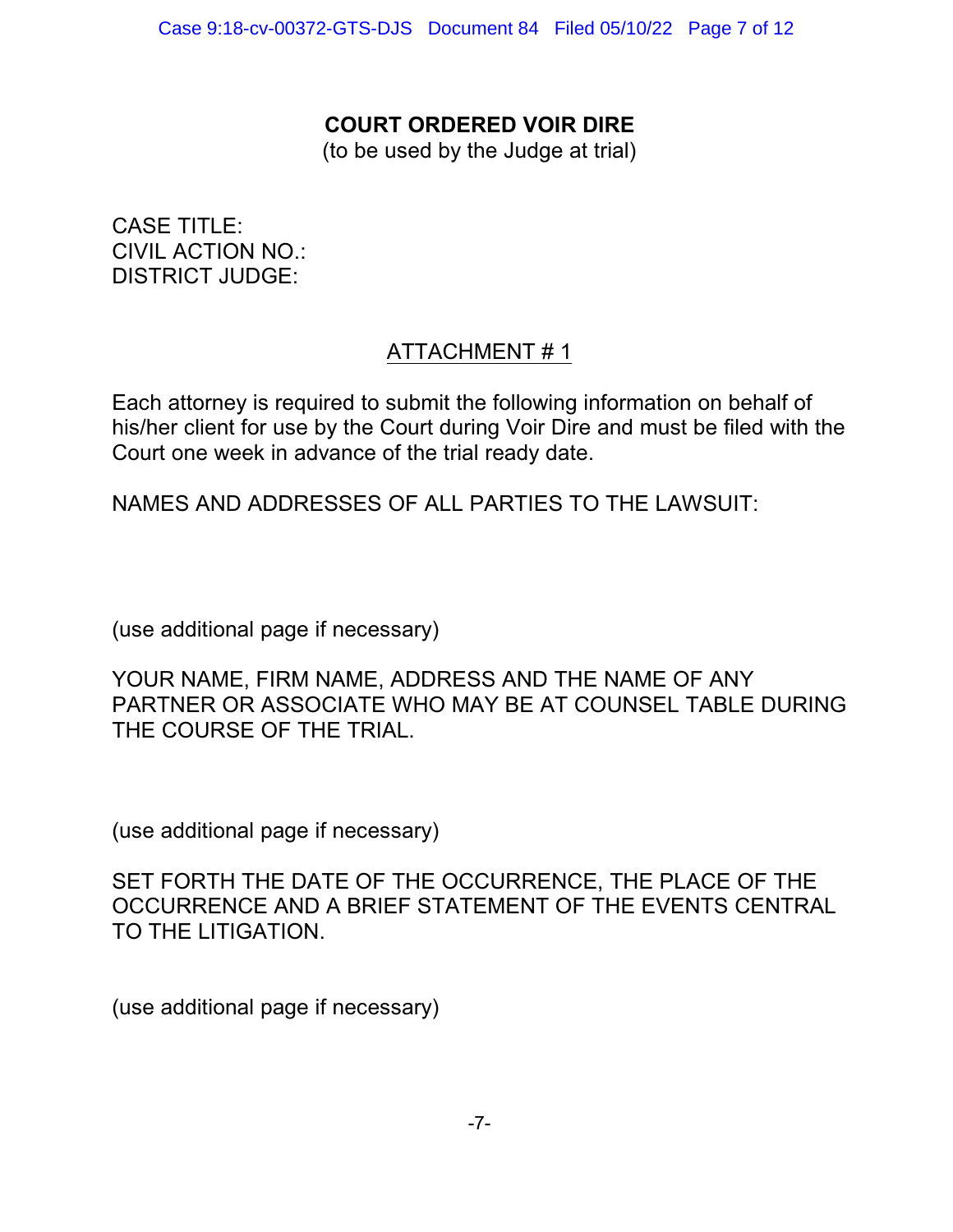# COURT ORDERED VOIR DIRE

(to be used by the Judge at trial)

CASE TITLE:
CIVIL ACTION NO.:
DISTRICT JUDGE:

## ATTACHMENT # 1

Each attorney is required to submit the following information on behalf of his/her client for use by the Court during Voir Dire and must be filed with the Court one week in advance of the trial ready date.

NAMES AND ADDRESSES OF ALL PARTIES TO THE LAWSUIT:

(use additional page if necessary)

YOUR NAME, FIRM NAME, ADDRESS AND THE NAME OF ANY PARTNER OR ASSOCIATE WHO MAY BE AT COUNSEL TABLE DURING THE COURSE OF THE TRIAL.

(use additional page if necessary)

SET FORTH THE DATE OF THE OCCURRENCE, THE PLACE OF THE OCCURRENCE AND A BRIEF STATEMENT OF THE EVENTS CENTRAL TO THE LITIGATION.

(use additional page if necessary)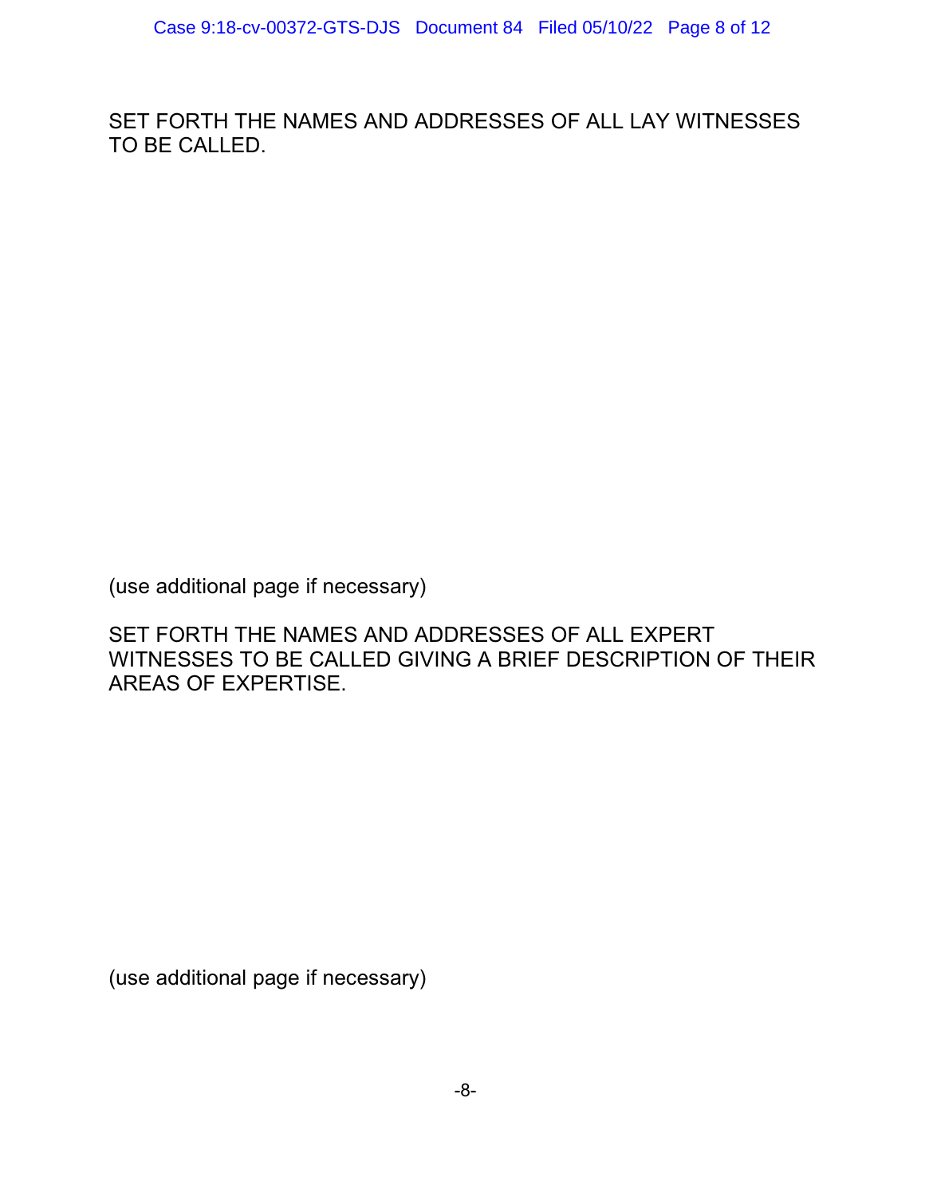SET FORTH THE NAMES AND ADDRESSES OF ALL LAY WITNESSES TO BE CALLED.

(use additional page if necessary)

SET FORTH THE NAMES AND ADDRESSES OF ALL EXPERT WITNESSES TO BE CALLED GIVING A BRIEF DESCRIPTION OF THEIR AREAS OF EXPERTISE.

(use additional page if necessary)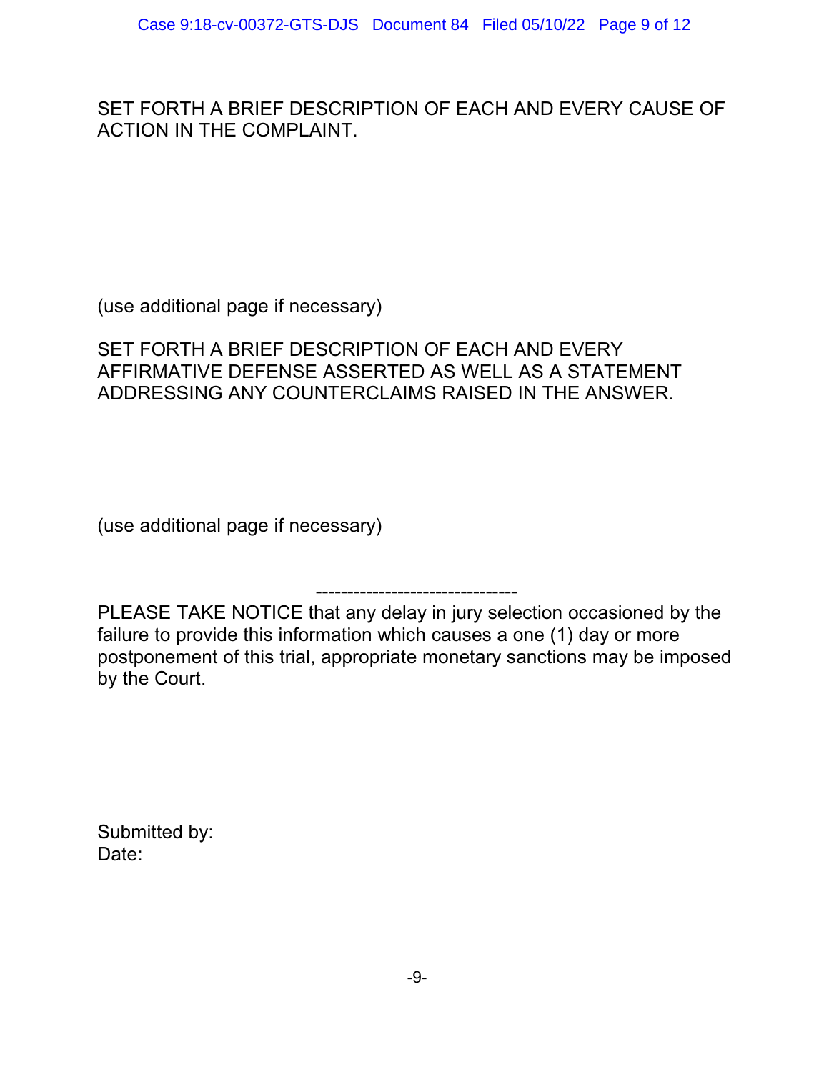SET FORTH A BRIEF DESCRIPTION OF EACH AND EVERY CAUSE OF ACTION IN THE COMPLAINT.

(use additional page if necessary)

SET FORTH A BRIEF DESCRIPTION OF EACH AND EVERY AFFIRMATIVE DEFENSE ASSERTED AS WELL AS A STATEMENT ADDRESSING ANY COUNTERCLAIMS RAISED IN THE ANSWER.

(use additional page if necessary)

--------------------------------

PLEASE TAKE NOTICE that any delay in jury selection occasioned by the failure to provide this information which causes a one (1) day or more postponement of this trial, appropriate monetary sanctions may be imposed by the Court.

Submitted by:
Date: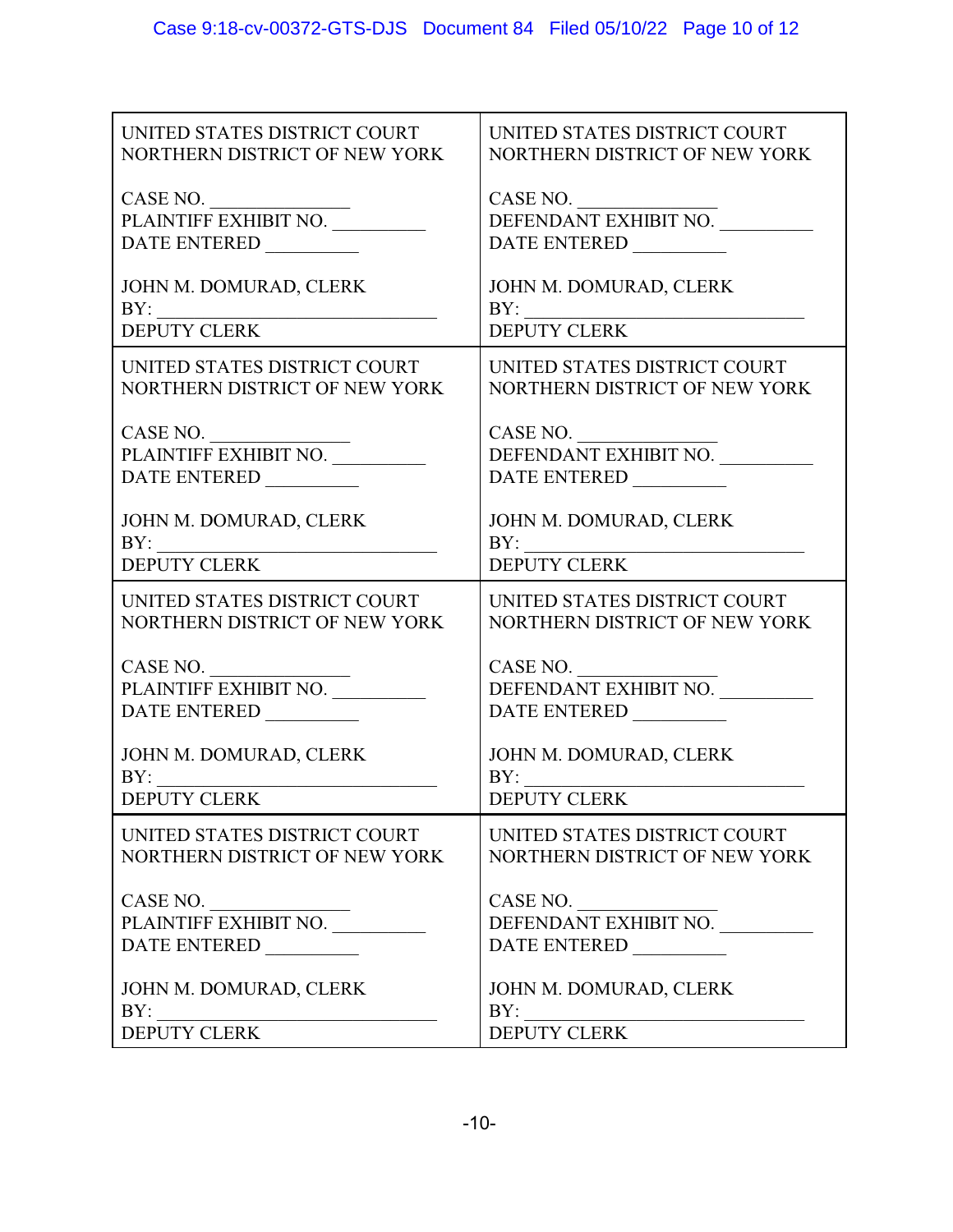| UNITED STATES DISTRICT COURT<br>NORTHERN DISTRICT OF NEW YORK<br><br>CASE NO. _______________<br>PLAINTIFF EXHIBIT NO. __________<br>DATE ENTERED __________<br><br>JOHN M. DOMURAD, CLERK<br>BY: _______________________________<br>DEPUTY CLERK | UNITED STATES DISTRICT COURT<br>NORTHERN DISTRICT OF NEW YORK<br><br>CASE NO. _______________<br>DEFENDANT EXHIBIT NO. __________<br>DATE ENTERED __________<br><br>JOHN M. DOMURAD, CLERK<br>BY: _______________________________<br>DEPUTY CLERK |
|---|---|
| UNITED STATES DISTRICT COURT<br>NORTHERN DISTRICT OF NEW YORK<br><br>CASE NO. _______________<br>PLAINTIFF EXHIBIT NO. __________<br>DATE ENTERED __________<br><br>JOHN M. DOMURAD, CLERK<br>BY: _______________________________<br>DEPUTY CLERK | UNITED STATES DISTRICT COURT<br>NORTHERN DISTRICT OF NEW YORK<br><br>CASE NO. _______________<br>DEFENDANT EXHIBIT NO. __________<br>DATE ENTERED __________<br><br>JOHN M. DOMURAD, CLERK<br>BY: _______________________________<br>DEPUTY CLERK |
| UNITED STATES DISTRICT COURT<br>NORTHERN DISTRICT OF NEW YORK<br><br>CASE NO. _______________<br>PLAINTIFF EXHIBIT NO. __________<br>DATE ENTERED __________<br><br>JOHN M. DOMURAD, CLERK<br>BY: _______________________________<br>DEPUTY CLERK | UNITED STATES DISTRICT COURT<br>NORTHERN DISTRICT OF NEW YORK<br><br>CASE NO. _______________<br>DEFENDANT EXHIBIT NO. __________<br>DATE ENTERED __________<br><br>JOHN M. DOMURAD, CLERK<br>BY: _______________________________<br>DEPUTY CLERK |
| UNITED STATES DISTRICT COURT<br>NORTHERN DISTRICT OF NEW YORK<br><br>CASE NO. _______________<br>PLAINTIFF EXHIBIT NO. __________<br>DATE ENTERED __________<br><br>JOHN M. DOMURAD, CLERK<br>BY: _______________________________<br>DEPUTY CLERK | UNITED STATES DISTRICT COURT<br>NORTHERN DISTRICT OF NEW YORK<br><br>CASE NO. _______________<br>DEFENDANT EXHIBIT NO. __________<br>DATE ENTERED __________<br><br>JOHN M. DOMURAD, CLERK<br>BY: _______________________________<br>DEPUTY CLERK |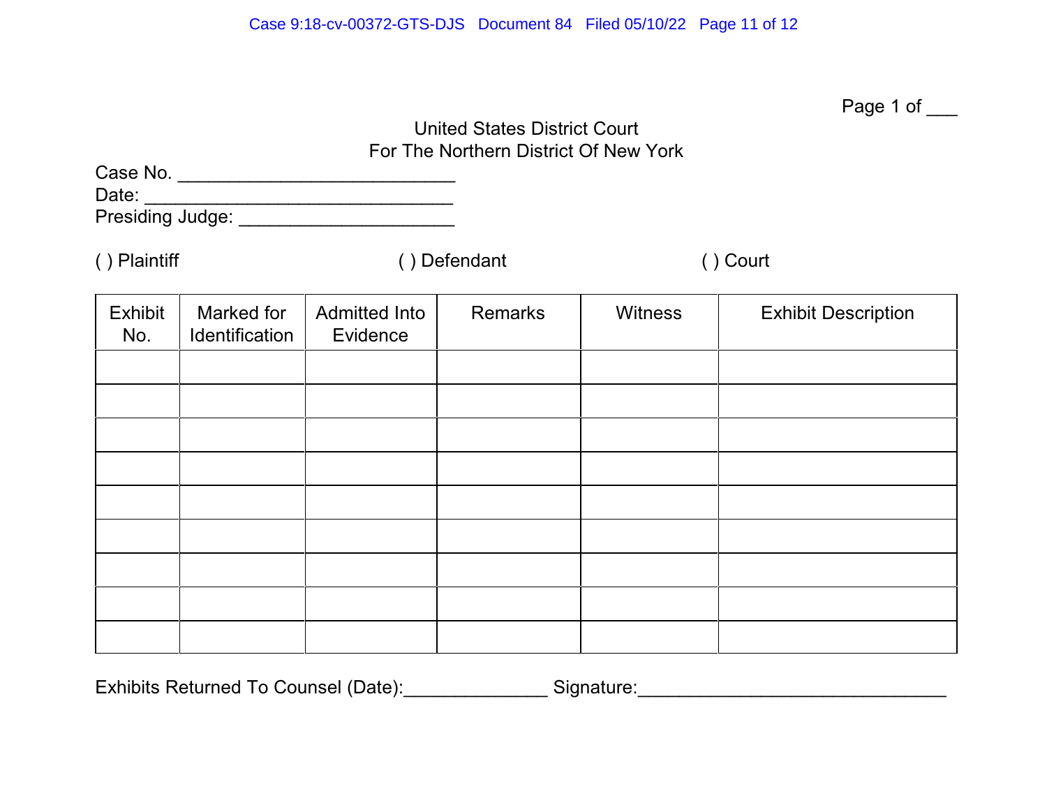Page 1 of ___

United States District Court
For The Northern District Of New York

Case No. ___________________________
Date: ______________________________
Presiding Judge: _____________________

( ) Plaintiff ( ) Defendant ( ) Court

| Exhibit No. | Marked for Identification | Admitted Into Evidence | Remarks | Witness | Exhibit Description |
|---|---|---|---|---|---|
| | | | | | |
| | | | | | |
| | | | | | |
| | | | | | |
| | | | | | |
| | | | | | |
| | | | | | |
| | | | | | |
| | | | | | |

Exhibits Returned To Counsel (Date):______________ Signature:______________________________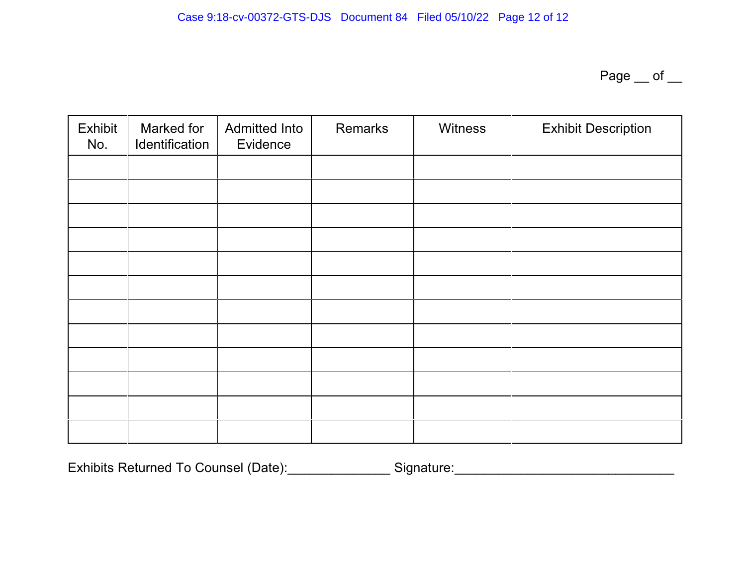Page __ of __

| Exhibit No. | Marked for Identification | Admitted Into Evidence | Remarks | Witness | Exhibit Description |
|---|---|---|---|---|---|
| | | | | | |
| | | | | | |
| | | | | | |
| | | | | | |
| | | | | | |
| | | | | | |
| | | | | | |
| | | | | | |
| | | | | | |
| | | | | | |
| | | | | | |
| | | | | | |

Exhibits Returned To Counsel (Date):______________ Signature:______________________________